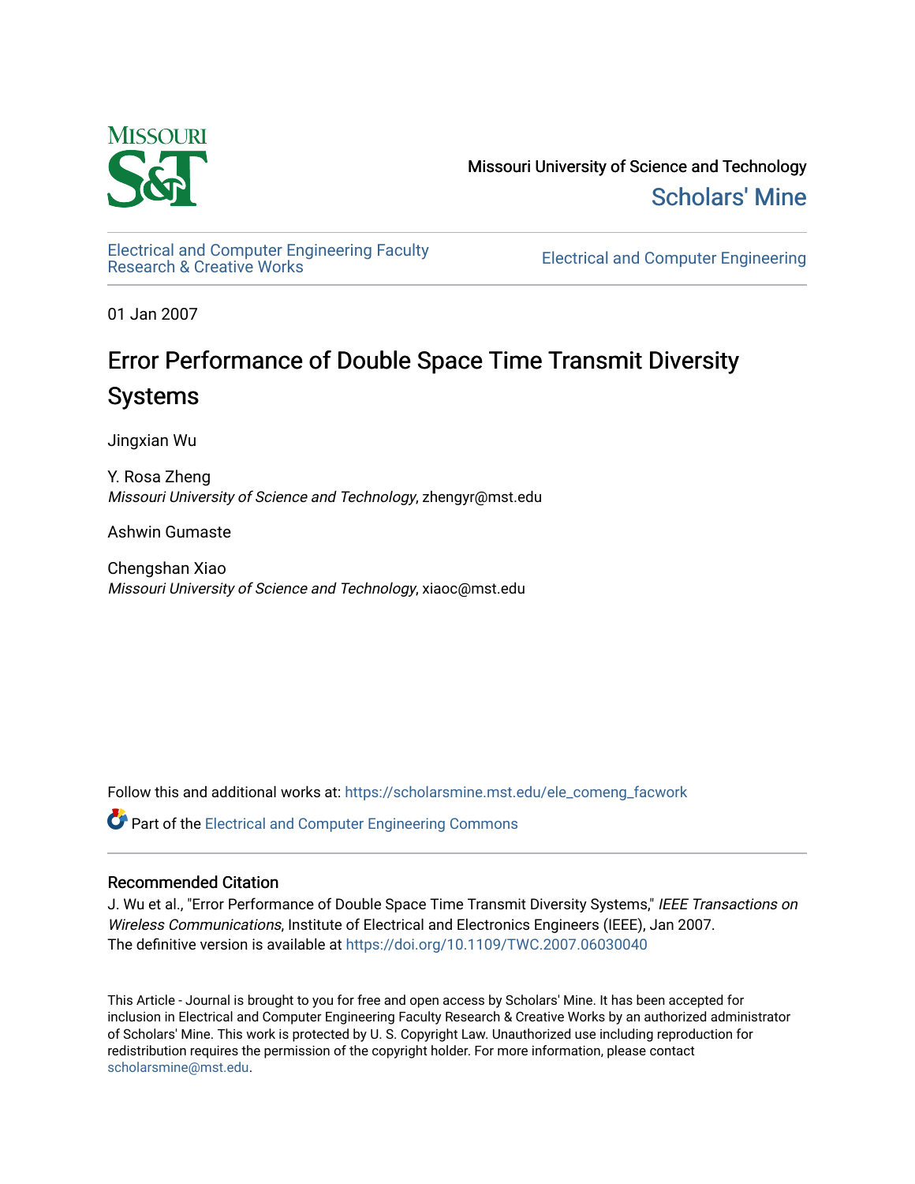Missouri University of Science and Technology

Scholars' Mine

Electrical and Computer Engineering Faculty Research & Creative Works

Electrical and Computer Engineering

01 Jan 2007

# Error Performance of Double Space Time Transmit Diversity Systems

Jingxian Wu

Y. Rosa Zheng
*Missouri University of Science and Technology*, zhengyr@mst.edu

Ashwin Gumaste

Chengshan Xiao
*Missouri University of Science and Technology*, xiaoc@mst.edu

Follow this and additional works at: https://scholarsmine.mst.edu/ele_comeng_facwork

Part of the Electrical and Computer Engineering Commons

## Recommended Citation

J. Wu et al., "Error Performance of Double Space Time Transmit Diversity Systems," *IEEE Transactions on Wireless Communications*, Institute of Electrical and Electronics Engineers (IEEE), Jan 2007.
The definitive version is available at https://doi.org/10.1109/TWC.2007.06030040

This Article - Journal is brought to you for free and open access by Scholars' Mine. It has been accepted for inclusion in Electrical and Computer Engineering Faculty Research & Creative Works by an authorized administrator of Scholars' Mine. This work is protected by U. S. Copyright Law. Unauthorized use including reproduction for redistribution requires the permission of the copyright holder. For more information, please contact scholarsmine@mst.edu.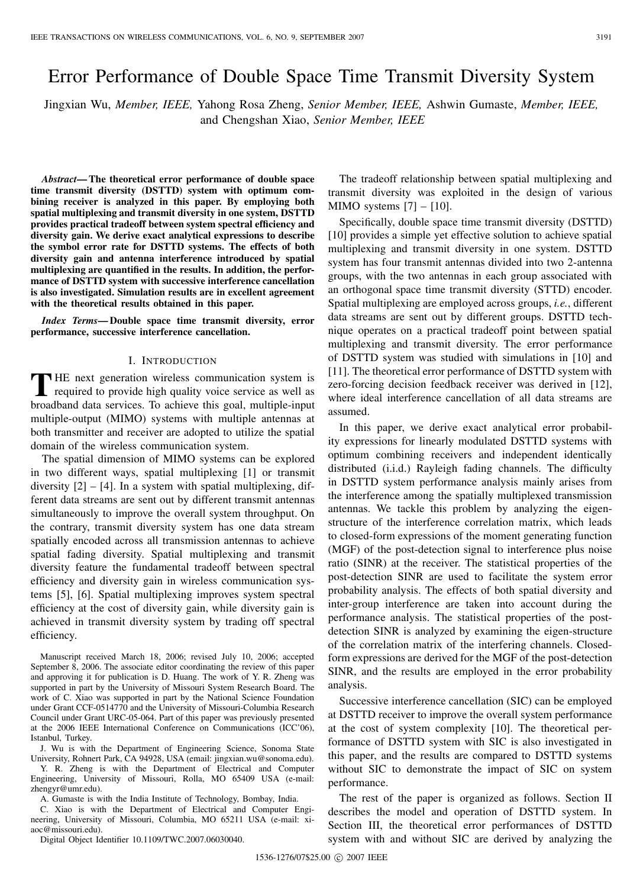# Error Performance of Double Space Time Transmit Diversity System

Jingxian Wu, *Member, IEEE,* Yahong Rosa Zheng, *Senior Member, IEEE,* Ashwin Gumaste, *Member, IEEE,* and Chengshan Xiao, *Senior Member, IEEE*

***Abstract*— The theoretical error performance of double space time transmit diversity (DSTTD) system with optimum combining receiver is analyzed in this paper. By employing both spatial multiplexing and transmit diversity in one system, DSTTD provides practical tradeoff between system spectral efficiency and diversity gain. We derive exact analytical expressions to describe the symbol error rate for DSTTD systems. The effects of both diversity gain and antenna interference introduced by spatial multiplexing are quantified in the results. In addition, the performance of DSTTD system with successive interference cancellation is also investigated. Simulation results are in excellent agreement with the theoretical results obtained in this paper.**

***Index Terms*— Double space time transmit diversity, error performance, successive interference cancellation.**

## I. Introduction

THE next generation wireless communication system is required to provide high quality voice service as well as broadband data services. To achieve this goal, multiple-input multiple-output (MIMO) systems with multiple antennas at both transmitter and receiver are adopted to utilize the spatial domain of the wireless communication system.

The spatial dimension of MIMO systems can be explored in two different ways, spatial multiplexing [1] or transmit diversity [2] – [4]. In a system with spatial multiplexing, different data streams are sent out by different transmit antennas simultaneously to improve the overall system throughput. On the contrary, transmit diversity system has one data stream spatially encoded across all transmission antennas to achieve spatial fading diversity. Spatial multiplexing and transmit diversity feature the fundamental tradeoff between spectral efficiency and diversity gain in wireless communication systems [5], [6]. Spatial multiplexing improves system spectral efficiency at the cost of diversity gain, while diversity gain is achieved in transmit diversity system by trading off spectral efficiency.

Manuscript received March 18, 2006; revised July 10, 2006; accepted September 8, 2006. The associate editor coordinating the review of this paper and approving it for publication is D. Huang. The work of Y. R. Zheng was supported in part by the University of Missouri System Research Board. The work of C. Xiao was supported in part by the National Science Foundation under Grant CCF-0514770 and the University of Missouri-Columbia Research Council under Grant URC-05-064. Part of this paper was previously presented at the 2006 IEEE International Conference on Communications (ICC'06), Istanbul, Turkey.

J. Wu is with the Department of Engineering Science, Sonoma State University, Rohnert Park, CA 94928, USA (email: jingxian.wu@sonoma.edu).

Y. R. Zheng is with the Department of Electrical and Computer Engineering, University of Missouri, Rolla, MO 65409 USA (e-mail: zhengyr@umr.edu).

A. Gumaste is with the India Institute of Technology, Bombay, India.

C. Xiao is with the Department of Electrical and Computer Engineering, University of Missouri, Columbia, MO 65211 USA (e-mail: xiaoc@missouri.edu).

Digital Object Identifier 10.1109/TWC.2007.06030040.

The tradeoff relationship between spatial multiplexing and transmit diversity was exploited in the design of various MIMO systems [7] – [10].

Specifically, double space time transmit diversity (DSTTD) [10] provides a simple yet effective solution to achieve spatial multiplexing and transmit diversity in one system. DSTTD system has four transmit antennas divided into two 2-antenna groups, with the two antennas in each group associated with an orthogonal space time transmit diversity (STTD) encoder. Spatial multiplexing are employed across groups, *i.e.*, different data streams are sent out by different groups. DSTTD technique operates on a practical tradeoff point between spatial multiplexing and transmit diversity. The error performance of DSTTD system was studied with simulations in [10] and [11]. The theoretical error performance of DSTTD system with zero-forcing decision feedback receiver was derived in [12], where ideal interference cancellation of all data streams are assumed.

In this paper, we derive exact analytical error probability expressions for linearly modulated DSTTD systems with optimum combining receivers and independent identically distributed (i.i.d.) Rayleigh fading channels. The difficulty in DSTTD system performance analysis mainly arises from the interference among the spatially multiplexed transmission antennas. We tackle this problem by analyzing the eigenstructure of the interference correlation matrix, which leads to closed-form expressions of the moment generating function (MGF) of the post-detection signal to interference plus noise ratio (SINR) at the receiver. The statistical properties of the post-detection SINR are used to facilitate the system error probability analysis. The effects of both spatial diversity and inter-group interference are taken into account during the performance analysis. The statistical properties of the post-detection SINR is analyzed by examining the eigen-structure of the correlation matrix of the interfering channels. Closed-form expressions are derived for the MGF of the post-detection SINR, and the results are employed in the error probability analysis.

Successive interference cancellation (SIC) can be employed at DSTTD receiver to improve the overall system performance at the cost of system complexity [10]. The theoretical performance of DSTTD system with SIC is also investigated in this paper, and the results are compared to DSTTD systems without SIC to demonstrate the impact of SIC on system performance.

The rest of the paper is organized as follows. Section II describes the model and operation of DSTTD system. In Section III, the theoretical error performances of DSTTD system with and without SIC are derived by analyzing the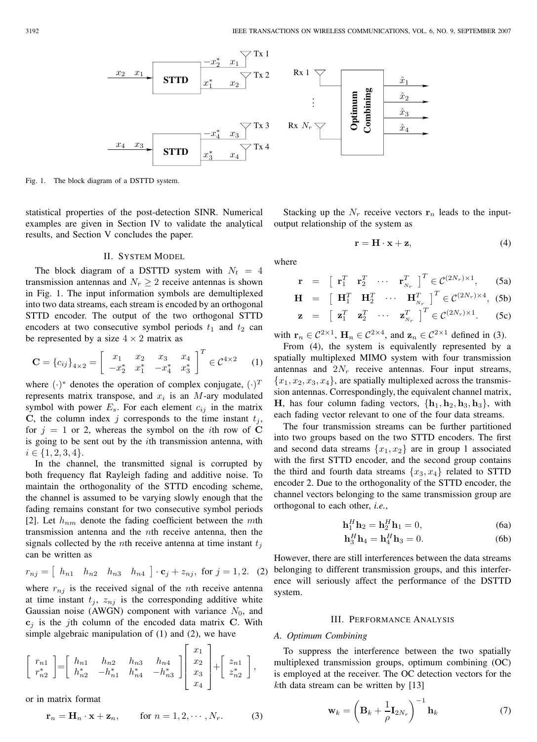Fig. 1. The block diagram of a DSTTD system.

statistical properties of the post-detection SINR. Numerical examples are given in Section IV to validate the analytical results, and Section V concludes the paper.

## II. System Model

The block diagram of a DSTTD system with $N_t = 4$ transmission antennas and $N_r \geq 2$ receive antennas is shown in Fig. 1. The input information symbols are demultiplexed into two data streams, each stream is encoded by an orthogonal STTD encoder. The output of the two orthogonal STTD encoders at two consecutive symbol periods $t_1$ and $t_2$ can be represented by a size $4 \times 2$ matrix as

$$\mathbf{C} = \{c_{ij}\}_{4\times 2} = \begin{bmatrix} x_1 & x_2 & x_3 & x_4 \\ -x_2^* & x_1^* & -x_4^* & x_3^* \end{bmatrix}^T \in \mathcal{C}^{4\times 2} \quad (1)$$

where $(\cdot)^*$ denotes the operation of complex conjugate, $(\cdot)^T$ represents matrix transpose, and $x_i$ is an $M$-ary modulated symbol with power $E_s$. For each element $c_{ij}$ in the matrix $\mathbf{C}$, the column index $j$ corresponds to the time instant $t_j$, for $j = 1$ or 2, whereas the symbol on the $i$th row of $\mathbf{C}$ is going to be sent out by the $i$th transmission antenna, with $i \in \{1, 2, 3, 4\}$.

In the channel, the transmitted signal is corrupted by both frequency flat Rayleigh fading and additive noise. To maintain the orthogonality of the STTD encoding scheme, the channel is assumed to be varying slowly enough that the fading remains constant for two consecutive symbol periods [2]. Let $h_{nm}$ denote the fading coefficient between the $m$th transmission antenna and the $n$th receive antenna, then the signals collected by the $n$th receive antenna at time instant $t_j$ can be written as

$$r_{nj} = \begin{bmatrix} h_{n1} & h_{n2} & h_{n3} & h_{n4} \end{bmatrix} \cdot \mathbf{c}_j + z_{nj}, \text{ for } j = 1, 2. \quad (2)$$

where $r_{nj}$ is the received signal of the $n$th receive antenna at time instant $t_j$, $z_{nj}$ is the corresponding additive white Gaussian noise (AWGN) component with variance $N_0$, and $\mathbf{c}_j$ is the $j$th column of the encoded data matrix $\mathbf{C}$. With simple algebraic manipulation of (1) and (2), we have

$$\begin{bmatrix} r_{n1} \\ r_{n2}^* \end{bmatrix} = \begin{bmatrix} h_{n1} & h_{n2} & h_{n3} & h_{n4} \\ h_{n2}^* & -h_{n1}^* & h_{n4}^* & -h_{n3}^* \end{bmatrix} \begin{bmatrix} x_1 \\ x_2 \\ x_3 \\ x_4 \end{bmatrix} + \begin{bmatrix} z_{n1} \\ z_{n2}^* \end{bmatrix},$$

or in matrix format

$$\mathbf{r}_n = \mathbf{H}_n \cdot \mathbf{x} + \mathbf{z}_n, \qquad \text{for } n = 1, 2, \cdots, N_r. \quad (3)$$

Stacking up the $N_r$ receive vectors $\mathbf{r}_n$ leads to the input-output relationship of the system as

$$\mathbf{r} = \mathbf{H} \cdot \mathbf{x} + \mathbf{z}, \quad (4)$$

where

$$\mathbf{r} = \begin{bmatrix} \mathbf{r}_1^T & \mathbf{r}_2^T & \cdots & \mathbf{r}_{N_r}^T \end{bmatrix}^T \in \mathcal{C}^{(2N_r)\times 1}, \quad (5a)$$

$$\mathbf{H} = \begin{bmatrix} \mathbf{H}_1^T & \mathbf{H}_2^T & \cdots & \mathbf{H}_{N_r}^T \end{bmatrix}^T \in \mathcal{C}^{(2N_r)\times 4}, \quad (5b)$$

$$\mathbf{z} = \begin{bmatrix} \mathbf{z}_1^T & \mathbf{z}_2^T & \cdots & \mathbf{z}_{N_r}^T \end{bmatrix}^T \in \mathcal{C}^{(2N_r)\times 1}. \quad (5c)$$

with $\mathbf{r}_n \in \mathcal{C}^{2\times 1}$, $\mathbf{H}_n \in \mathcal{C}^{2\times 4}$, and $\mathbf{z}_n \in \mathcal{C}^{2\times 1}$ defined in (3).

From (4), the system is equivalently represented by a spatially multiplexed MIMO system with four transmission antennas and $2N_r$ receive antennas. Four input streams, $\{x_1, x_2, x_3, x_4\}$, are spatially multiplexed across the transmission antennas. Correspondingly, the equivalent channel matrix, $\mathbf{H}$, has four column fading vectors, $\{\mathbf{h}_1, \mathbf{h}_2, \mathbf{h}_3, \mathbf{h}_3\}$, with each fading vector relevant to one of the four data streams.

The four transmission streams can be further partitioned into two groups based on the two STTD encoders. The first and second data streams $\{x_1, x_2\}$ are in group 1 associated with the first STTD encoder, and the second group contains the third and fourth data streams $\{x_3, x_4\}$ related to STTD encoder 2. Due to the orthogonality of the STTD encoder, the channel vectors belonging to the same transmission group are orthogonal to each other, *i.e.*,

$$\mathbf{h}_1^H \mathbf{h}_2 = \mathbf{h}_2^H \mathbf{h}_1 = 0, \quad (6a)$$

$$\mathbf{h}_3^H \mathbf{h}_4 = \mathbf{h}_4^H \mathbf{h}_3 = 0. \quad (6b)$$

However, there are still interferences between the data streams belonging to different transmission groups, and this interference will seriously affect the performance of the DSTTD system.

## III. Performance Analysis

### A. Optimum Combining

To suppress the interference between the two spatially multiplexed transmission groups, optimum combining (OC) is employed at the receiver. The OC detection vectors for the $k$th data stream can be written by [13]

$$\mathbf{w}_k = \left( \mathbf{B}_k + \frac{1}{\rho} \mathbf{I}_{2N_r} \right)^{-1} \mathbf{h}_k \quad (7)$$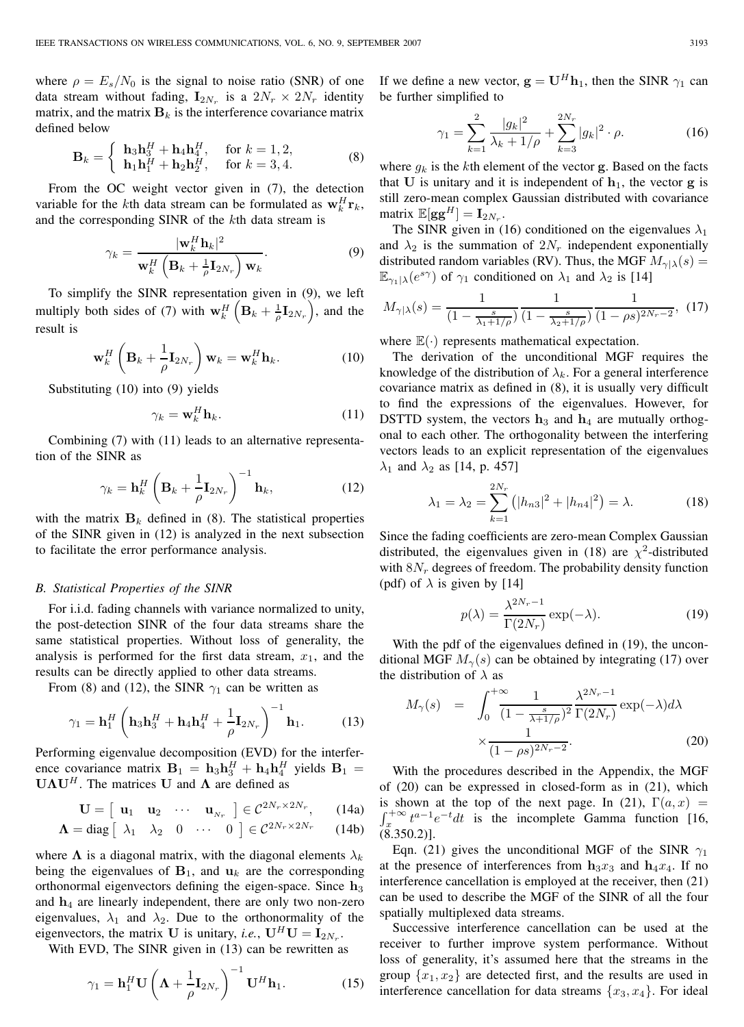where $\rho = E_s/N_0$ is the signal to noise ratio (SNR) of one data stream without fading, $\mathbf{I}_{2N_r}$ is a $2N_r \times 2N_r$ identity matrix, and the matrix $\mathbf{B}_k$ is the interference covariance matrix defined below

$$\mathbf{B}_k = \begin{cases} \mathbf{h}_3\mathbf{h}_3^H + \mathbf{h}_4\mathbf{h}_4^H, & \text{for } k = 1, 2, \\ \mathbf{h}_1\mathbf{h}_1^H + \mathbf{h}_2\mathbf{h}_2^H, & \text{for } k = 3, 4. \end{cases} \tag{8}$$

From the OC weight vector given in (7), the detection variable for the $k$th data stream can be formulated as $\mathbf{w}_k^H\mathbf{r}_k$, and the corresponding SINR of the $k$th data stream is

$$\gamma_k = \frac{|\mathbf{w}_k^H\mathbf{h}_k|^2}{\mathbf{w}_k^H\left(\mathbf{B}_k + \frac{1}{\rho}\mathbf{I}_{2N_r}\right)\mathbf{w}_k}. \tag{9}$$

To simplify the SINR representation given in (9), we left multiply both sides of (7) with $\mathbf{w}_k^H\left(\mathbf{B}_k + \frac{1}{\rho}\mathbf{I}_{2N_r}\right)$, and the result is

$$\mathbf{w}_k^H\left(\mathbf{B}_k + \frac{1}{\rho}\mathbf{I}_{2N_r}\right)\mathbf{w}_k = \mathbf{w}_k^H\mathbf{h}_k. \tag{10}$$

Substituting (10) into (9) yields

$$\gamma_k = \mathbf{w}_k^H\mathbf{h}_k. \tag{11}$$

Combining (7) with (11) leads to an alternative representation of the SINR as

$$\gamma_k = \mathbf{h}_k^H\left(\mathbf{B}_k + \frac{1}{\rho}\mathbf{I}_{2N_r}\right)^{-1}\mathbf{h}_k, \tag{12}$$

with the matrix $\mathbf{B}_k$ defined in (8). The statistical properties of the SINR given in (12) is analyzed in the next subsection to facilitate the error performance analysis.

### *B. Statistical Properties of the SINR*

For i.i.d. fading channels with variance normalized to unity, the post-detection SINR of the four data streams share the same statistical properties. Without loss of generality, the analysis is performed for the first data stream, $x_1$, and the results can be directly applied to other data streams.

From (8) and (12), the SINR $\gamma_1$ can be written as

$$\gamma_1 = \mathbf{h}_1^H\left(\mathbf{h}_3\mathbf{h}_3^H + \mathbf{h}_4\mathbf{h}_4^H + \frac{1}{\rho}\mathbf{I}_{2N_r}\right)^{-1}\mathbf{h}_1. \tag{13}$$

Performing eigenvalue decomposition (EVD) for the interference covariance matrix $\mathbf{B}_1 = \mathbf{h}_3\mathbf{h}_3^H + \mathbf{h}_4\mathbf{h}_4^H$ yields $\mathbf{B}_1 = \mathbf{U}\mathbf{\Lambda}\mathbf{U}^H$. The matrices $\mathbf{U}$ and $\mathbf{\Lambda}$ are defined as

$$\mathbf{U} = \begin{bmatrix} \mathbf{u}_1 & \mathbf{u}_2 & \cdots & \mathbf{u}_{N_r} \end{bmatrix} \in \mathcal{C}^{2N_r \times 2N_r}, \tag{14a}$$

$$\mathbf{\Lambda} = \text{diag}\begin{bmatrix} \lambda_1 & \lambda_2 & 0 & \cdots & 0 \end{bmatrix} \in \mathcal{C}^{2N_r \times 2N_r} \tag{14b}$$

where $\mathbf{\Lambda}$ is a diagonal matrix, with the diagonal elements $\lambda_k$ being the eigenvalues of $\mathbf{B}_1$, and $\mathbf{u}_k$ are the corresponding orthonormal eigenvectors defining the eigen-space. Since $\mathbf{h}_3$ and $\mathbf{h}_4$ are linearly independent, there are only two non-zero eigenvalues, $\lambda_1$ and $\lambda_2$. Due to the orthonormality of the eigenvectors, the matrix $\mathbf{U}$ is unitary, *i.e.*, $\mathbf{U}^H\mathbf{U} = \mathbf{I}_{2N_r}$.

With EVD, The SINR given in (13) can be rewritten as

$$\gamma_1 = \mathbf{h}_1^H\mathbf{U}\left(\mathbf{\Lambda} + \frac{1}{\rho}\mathbf{I}_{2N_r}\right)^{-1}\mathbf{U}^H\mathbf{h}_1. \tag{15}$$

If we define a new vector, $\mathbf{g} = \mathbf{U}^H\mathbf{h}_1$, then the SINR $\gamma_1$ can be further simplified to

$$\gamma_1 = \sum_{k=1}^{2}\frac{|g_k|^2}{\lambda_k + 1/\rho} + \sum_{k=3}^{2N_r}|g_k|^2 \cdot \rho. \tag{16}$$

where $g_k$ is the $k$th element of the vector $\mathbf{g}$. Based on the facts that $\mathbf{U}$ is unitary and it is independent of $\mathbf{h}_1$, the vector $\mathbf{g}$ is still zero-mean complex Gaussian distributed with covariance matrix $\mathbb{E}[\mathbf{g}\mathbf{g}^H] = \mathbf{I}_{2N_r}$.

The SINR given in (16) conditioned on the eigenvalues $\lambda_1$ and $\lambda_2$ is the summation of $2N_r$ independent exponentially distributed random variables (RV). Thus, the MGF $M_{\gamma|\lambda}(s) = \mathbb{E}_{\gamma_1|\lambda}(e^{s\gamma})$ of $\gamma_1$ conditioned on $\lambda_1$ and $\lambda_2$ is [14]

$$M_{\gamma|\lambda}(s) = \frac{1}{(1 - \frac{s}{\lambda_1 + 1/\rho})}\frac{1}{(1 - \frac{s}{\lambda_2 + 1/\rho})}\frac{1}{(1 - \rho s)^{2N_r - 2}}, \tag{17}$$

where $\mathbb{E}(\cdot)$ represents mathematical expectation.

The derivation of the unconditional MGF requires the knowledge of the distribution of $\lambda_k$. For a general interference covariance matrix as defined in (8), it is usually very difficult to find the expressions of the eigenvalues. However, for DSTTD system, the vectors $\mathbf{h}_3$ and $\mathbf{h}_4$ are mutually orthogonal to each other. The orthogonality between the interfering vectors leads to an explicit representation of the eigenvalues $\lambda_1$ and $\lambda_2$ as [14, p. 457]

$$\lambda_1 = \lambda_2 = \sum_{k=1}^{2N_r}\left(|h_{n3}|^2 + |h_{n4}|^2\right) = \lambda. \tag{18}$$

Since the fading coefficients are zero-mean Complex Gaussian distributed, the eigenvalues given in (18) are $\chi^2$-distributed with $8N_r$ degrees of freedom. The probability density function (pdf) of $\lambda$ is given by [14]

$$p(\lambda) = \frac{\lambda^{2N_r - 1}}{\Gamma(2N_r)}\exp(-\lambda). \tag{19}$$

With the pdf of the eigenvalues defined in (19), the unconditional MGF $M_\gamma(s)$ can be obtained by integrating (17) over the distribution of $\lambda$ as

$$\begin{aligned} M_\gamma(s) &= \int_0^{+\infty}\frac{1}{(1 - \frac{s}{\lambda + 1/\rho})^2}\frac{\lambda^{2N_r - 1}}{\Gamma(2N_r)}\exp(-\lambda)d\lambda \\ &\quad \times \frac{1}{(1 - \rho s)^{2N_r - 2}}. \end{aligned} \tag{20}$$

With the procedures described in the Appendix, the MGF of (20) can be expressed in closed-form as in (21), which is shown at the top of the next page. In (21), $\Gamma(a, x) = \int_x^{+\infty}t^{a-1}e^{-t}dt$ is the incomplete Gamma function [16, (8.350.2)].

Eqn. (21) gives the unconditional MGF of the SINR $\gamma_1$ at the presence of interferences from $\mathbf{h}_3x_3$ and $\mathbf{h}_4x_4$. If no interference cancellation is employed at the receiver, then (21) can be used to describe the MGF of the SINR of all the four spatially multiplexed data streams.

Successive interference cancellation can be used at the receiver to further improve system performance. Without loss of generality, it's assumed here that the streams in the group $\{x_1, x_2\}$ are detected first, and the results are used in interference cancellation for data streams $\{x_3, x_4\}$. For ideal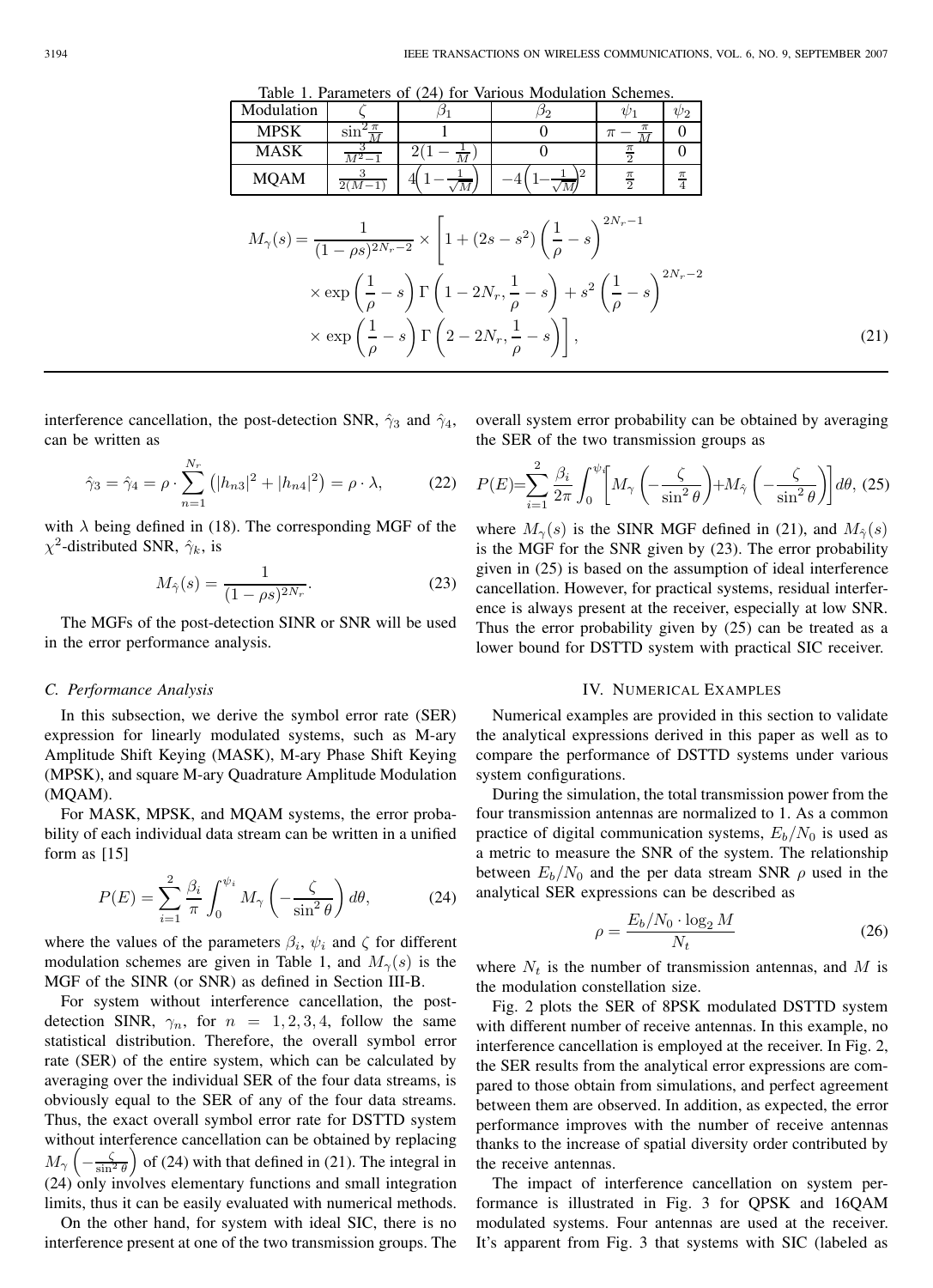Table 1. Parameters of (24) for Various Modulation Schemes.

| Modulation | $\zeta$ | $\beta_1$ | $\beta_2$ | $\psi_1$ | $\psi_2$ |
|---|---|---|---|---|---|
| MPSK | $\sin^2\frac{\pi}{M}$ | 1 | 0 | $\pi - \frac{\pi}{M}$ | 0 |
| MASK | $\frac{3}{M^2-1}$ | $2(1-\frac{1}{M})$ | 0 | $\frac{\pi}{2}$ | 0 |
| MQAM | $\frac{3}{2(M-1)}$ | $4\left(1-\frac{1}{\sqrt{M}}\right)$ | $-4\left(1-\frac{1}{\sqrt{M}}\right)^2$ | $\frac{\pi}{2}$ | $\frac{\pi}{4}$ |

$$
\begin{aligned}
M_\gamma(s) = \frac{1}{(1-\rho s)^{2N_r-2}} \times \Bigg[ & 1 + (2s - s^2)\left(\frac{1}{\rho} - s\right)^{2N_r-1} \\
& \times \exp\left(\frac{1}{\rho} - s\right)\Gamma\left(1 - 2N_r, \frac{1}{\rho} - s\right) + s^2\left(\frac{1}{\rho} - s\right)^{2N_r-2} \\
& \times \exp\left(\frac{1}{\rho} - s\right)\Gamma\left(2 - 2N_r, \frac{1}{\rho} - s\right)\Bigg],
\end{aligned} \tag{21}
$$

interference cancellation, the post-detection SNR, $\hat{\gamma}_3$ and $\hat{\gamma}_4$, can be written as

$$
\hat{\gamma}_3 = \hat{\gamma}_4 = \rho \cdot \sum_{n=1}^{N_r} \left(|h_{n3}|^2 + |h_{n4}|^2\right) = \rho \cdot \lambda, \tag{22}
$$

with $\lambda$ being defined in (18). The corresponding MGF of the $\chi^2$-distributed SNR, $\hat{\gamma}_k$, is

$$
M_{\hat{\gamma}}(s) = \frac{1}{(1-\rho s)^{2N_r}}. \tag{23}
$$

The MGFs of the post-detection SINR or SNR will be used in the error performance analysis.

### C. Performance Analysis

In this subsection, we derive the symbol error rate (SER) expression for linearly modulated systems, such as M-ary Amplitude Shift Keying (MASK), M-ary Phase Shift Keying (MPSK), and square M-ary Quadrature Amplitude Modulation (MQAM).

For MASK, MPSK, and MQAM systems, the error probability of each individual data stream can be written in a unified form as [15]

$$
P(E) = \sum_{i=1}^{2} \frac{\beta_i}{\pi} \int_0^{\psi_i} M_\gamma\left(-\frac{\zeta}{\sin^2\theta}\right) d\theta, \tag{24}
$$

where the values of the parameters $\beta_i$, $\psi_i$ and $\zeta$ for different modulation schemes are given in Table 1, and $M_\gamma(s)$ is the MGF of the SINR (or SNR) as defined in Section III-B.

For system without interference cancellation, the post-detection SINR, $\gamma_n$, for $n = 1, 2, 3, 4$, follow the same statistical distribution. Therefore, the overall symbol error rate (SER) of the entire system, which can be calculated by averaging over the individual SER of the four data streams, is obviously equal to the SER of any of the four data streams. Thus, the exact overall symbol error rate for DSTTD system without interference cancellation can be obtained by replacing $M_\gamma\left(-\frac{\zeta}{\sin^2\theta}\right)$ of (24) with that defined in (21). The integral in (24) only involves elementary functions and small integration limits, thus it can be easily evaluated with numerical methods.

On the other hand, for system with ideal SIC, there is no interference present at one of the two transmission groups. The overall system error probability can be obtained by averaging the SER of the two transmission groups as

$$
P(E) = \sum_{i=1}^{2} \frac{\beta_i}{2\pi} \int_0^{\psi_i} \left[M_\gamma\left(-\frac{\zeta}{\sin^2\theta}\right) + M_{\hat{\gamma}}\left(-\frac{\zeta}{\sin^2\theta}\right)\right] d\theta, \tag{25}
$$

where $M_\gamma(s)$ is the SINR MGF defined in (21), and $M_{\hat{\gamma}}(s)$ is the MGF for the SNR given by (23). The error probability given in (25) is based on the assumption of ideal interference cancellation. However, for practical systems, residual interference is always present at the receiver, especially at low SNR. Thus the error probability given by (25) can be treated as a lower bound for DSTTD system with practical SIC receiver.

## IV. Numerical Examples

Numerical examples are provided in this section to validate the analytical expressions derived in this paper as well as to compare the performance of DSTTD systems under various system configurations.

During the simulation, the total transmission power from the four transmission antennas are normalized to 1. As a common practice of digital communication systems, $E_b/N_0$ is used as a metric to measure the SNR of the system. The relationship between $E_b/N_0$ and the per data stream SNR $\rho$ used in the analytical SER expressions can be described as

$$
\rho = \frac{E_b/N_0 \cdot \log_2 M}{N_t} \tag{26}
$$

where $N_t$ is the number of transmission antennas, and $M$ is the modulation constellation size.

Fig. 2 plots the SER of 8PSK modulated DSTTD system with different number of receive antennas. In this example, no interference cancellation is employed at the receiver. In Fig. 2, the SER results from the analytical error expressions are compared to those obtain from simulations, and perfect agreement between them are observed. In addition, as expected, the error performance improves with the number of receive antennas thanks to the increase of spatial diversity order contributed by the receive antennas.

The impact of interference cancellation on system performance is illustrated in Fig. 3 for QPSK and 16QAM modulated systems. Four antennas are used at the receiver. It's apparent from Fig. 3 that systems with SIC (labeled as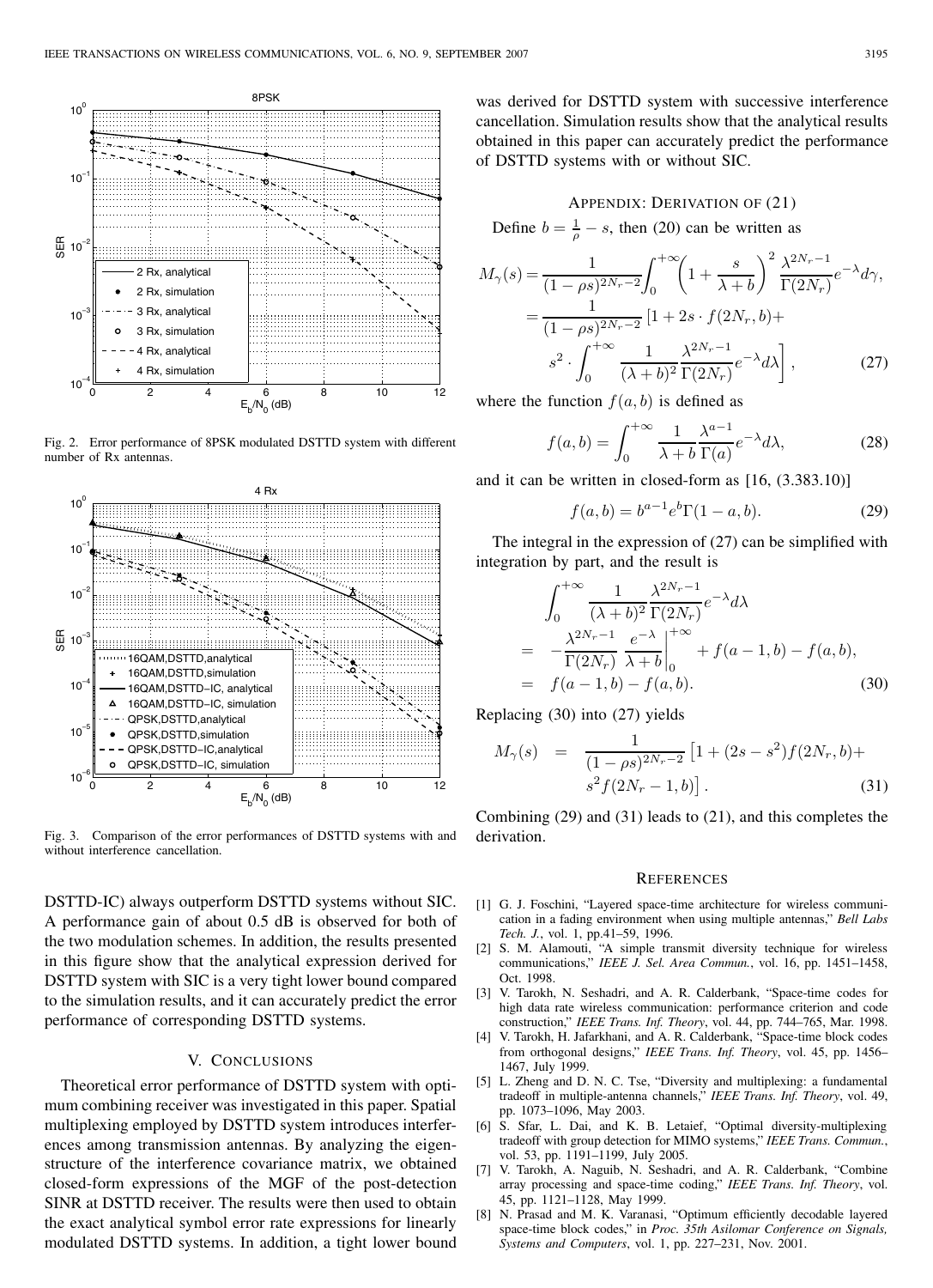Fig. 2. Error performance of 8PSK modulated DSTTD system with different number of Rx antennas.

Fig. 3. Comparison of the error performances of DSTTD systems with and without interference cancellation.

DSTTD-IC) always outperform DSTTD systems without SIC. A performance gain of about 0.5 dB is observed for both of the two modulation schemes. In addition, the results presented in this figure show that the analytical expression derived for DSTTD system with SIC is a very tight lower bound compared to the simulation results, and it can accurately predict the error performance of corresponding DSTTD systems.

## V. Conclusions

Theoretical error performance of DSTTD system with optimum combining receiver was investigated in this paper. Spatial multiplexing employed by DSTTD system introduces interferences among transmission antennas. By analyzing the eigenstructure of the interference covariance matrix, we obtained closed-form expressions of the MGF of the post-detection SINR at DSTTD receiver. The results were then used to obtain the exact analytical symbol error rate expressions for linearly modulated DSTTD systems. In addition, a tight lower bound was derived for DSTTD system with successive interference cancellation. Simulation results show that the analytical results obtained in this paper can accurately predict the performance of DSTTD systems with or without SIC.

## Appendix: Derivation of (21)

Define $b = \frac{1}{\rho} - s$, then (20) can be written as

$$\begin{aligned}
M_\gamma(s) &= \frac{1}{(1-\rho s)^{2N_r-2}} \int_0^{+\infty} \left(1 + \frac{s}{\lambda + b}\right)^2 \frac{\lambda^{2N_r-1}}{\Gamma(2N_r)} e^{-\lambda} d\gamma, \\
&= \frac{1}{(1-\rho s)^{2N_r-2}} \left[1 + 2s \cdot f(2N_r, b) + \right. \\
&\quad \left. s^2 \cdot \int_0^{+\infty} \frac{1}{(\lambda+b)^2} \frac{\lambda^{2N_r-1}}{\Gamma(2N_r)} e^{-\lambda} d\lambda \right], \qquad (27)
\end{aligned}$$

where the function $f(a, b)$ is defined as

$$f(a, b) = \int_0^{+\infty} \frac{1}{\lambda + b} \frac{\lambda^{a-1}}{\Gamma(a)} e^{-\lambda} d\lambda, \qquad (28)$$

and it can be written in closed-form as [16, (3.383.10)]

$$f(a, b) = b^{a-1} e^b \Gamma(1-a, b). \qquad (29)$$

The integral in the expression of (27) can be simplified with integration by part, and the result is

$$\begin{aligned}
&\int_0^{+\infty} \frac{1}{(\lambda+b)^2} \frac{\lambda^{2N_r-1}}{\Gamma(2N_r)} e^{-\lambda} d\lambda \\
&= -\frac{\lambda^{2N_r-1}}{\Gamma(2N_r)} \left. \frac{e^{-\lambda}}{\lambda + b} \right|_0^{+\infty} + f(a-1, b) - f(a, b), \\
&= f(a-1, b) - f(a, b). \qquad (30)
\end{aligned}$$

Replacing (30) into (27) yields

$$\begin{aligned}
M_\gamma(s) &= \frac{1}{(1-\rho s)^{2N_r-2}} \left[1 + (2s - s^2) f(2N_r, b) + \right. \\
&\quad \left. s^2 f(2N_r - 1, b)\right]. \qquad (31)
\end{aligned}$$

Combining (29) and (31) leads to (21), and this completes the derivation.

## References

[1] G. J. Foschini, "Layered space-time architecture for wireless communication in a fading environment when using multiple antennas," *Bell Labs Tech. J.*, vol. 1, pp.41–59, 1996.

[2] S. M. Alamouti, "A simple transmit diversity technique for wireless communications," *IEEE J. Sel. Area Commun.*, vol. 16, pp. 1451–1458, Oct. 1998.

[3] V. Tarokh, N. Seshadri, and A. R. Calderbank, "Space-time codes for high data rate wireless communication: performance criterion and code construction," *IEEE Trans. Inf. Theory*, vol. 44, pp. 744–765, Mar. 1998.

[4] V. Tarokh, H. Jafarkhani, and A. R. Calderbank, "Space-time block codes from orthogonal designs," *IEEE Trans. Inf. Theory*, vol. 45, pp. 1456–1467, July 1999.

[5] L. Zheng and D. N. C. Tse, "Diversity and multiplexing: a fundamental tradeoff in multiple-antenna channels," *IEEE Trans. Inf. Theory*, vol. 49, pp. 1073–1096, May 2003.

[6] S. Sfar, L. Dai, and K. B. Letaief, "Optimal diversity-multiplexing tradeoff with group detection for MIMO systems," *IEEE Trans. Commun.*, vol. 53, pp. 1191–1199, July 2005.

[7] V. Tarokh, A. Naguib, N. Seshadri, and A. R. Calderbank, "Combine array processing and space-time coding," *IEEE Trans. Inf. Theory*, vol. 45, pp. 1121–1128, May 1999.

[8] N. Prasad and M. K. Varanasi, "Optimum efficiently decodable layered space-time block codes," in *Proc. 35th Asilomar Conference on Signals, Systems and Computers*, vol. 1, pp. 227–231, Nov. 2001.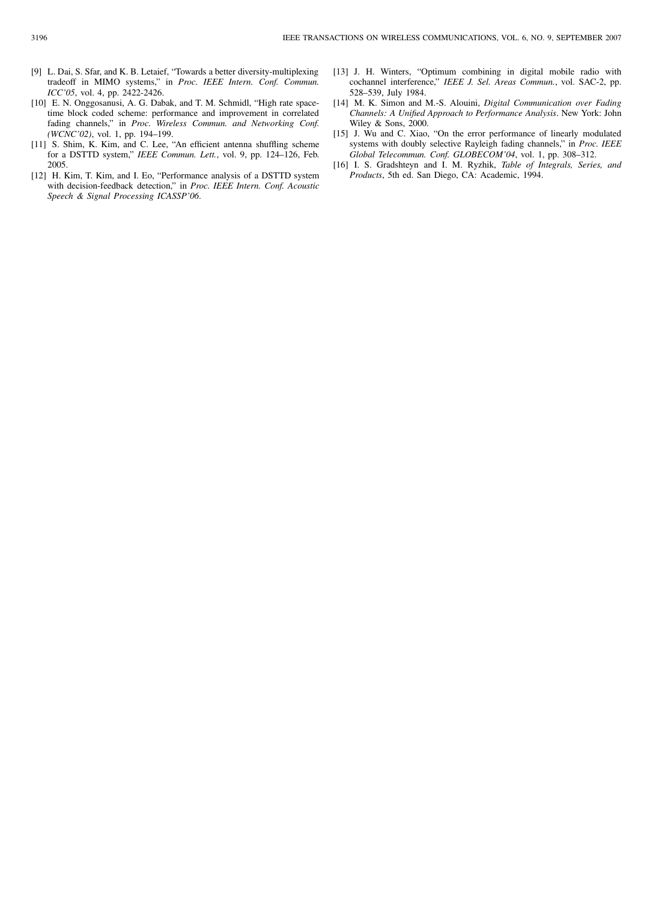[9] L. Dai, S. Sfar, and K. B. Letaief, "Towards a better diversity-multiplexing tradeoff in MIMO systems," in *Proc. IEEE Intern. Conf. Commun. ICC'05*, vol. 4, pp. 2422-2426.

[10] E. N. Onggosanusi, A. G. Dabak, and T. M. Schmidl, "High rate space-time block coded scheme: performance and improvement in correlated fading channels," in *Proc. Wireless Commun. and Networking Conf. (WCNC'02)*, vol. 1, pp. 194–199.

[11] S. Shim, K. Kim, and C. Lee, "An efficient antenna shuffling scheme for a DSTTD system," *IEEE Commun. Lett.*, vol. 9, pp. 124–126, Feb. 2005.

[12] H. Kim, T. Kim, and I. Eo, "Performance analysis of a DSTTD system with decision-feedback detection," in *Proc. IEEE Intern. Conf. Acoustic Speech & Signal Processing ICASSP'06*.

[13] J. H. Winters, "Optimum combining in digital mobile radio with cochannel interference," *IEEE J. Sel. Areas Commun.*, vol. SAC-2, pp. 528–539, July 1984.

[14] M. K. Simon and M.-S. Alouini, *Digital Communication over Fading Channels: A Unified Approach to Performance Analysis*. New York: John Wiley & Sons, 2000.

[15] J. Wu and C. Xiao, "On the error performance of linearly modulated systems with doubly selective Rayleigh fading channels," in *Proc. IEEE Global Telecommun. Conf. GLOBECOM'04*, vol. 1, pp. 308–312.

[16] I. S. Gradshteyn and I. M. Ryzhik, *Table of Integrals, Series, and Products*, 5th ed. San Diego, CA: Academic, 1994.